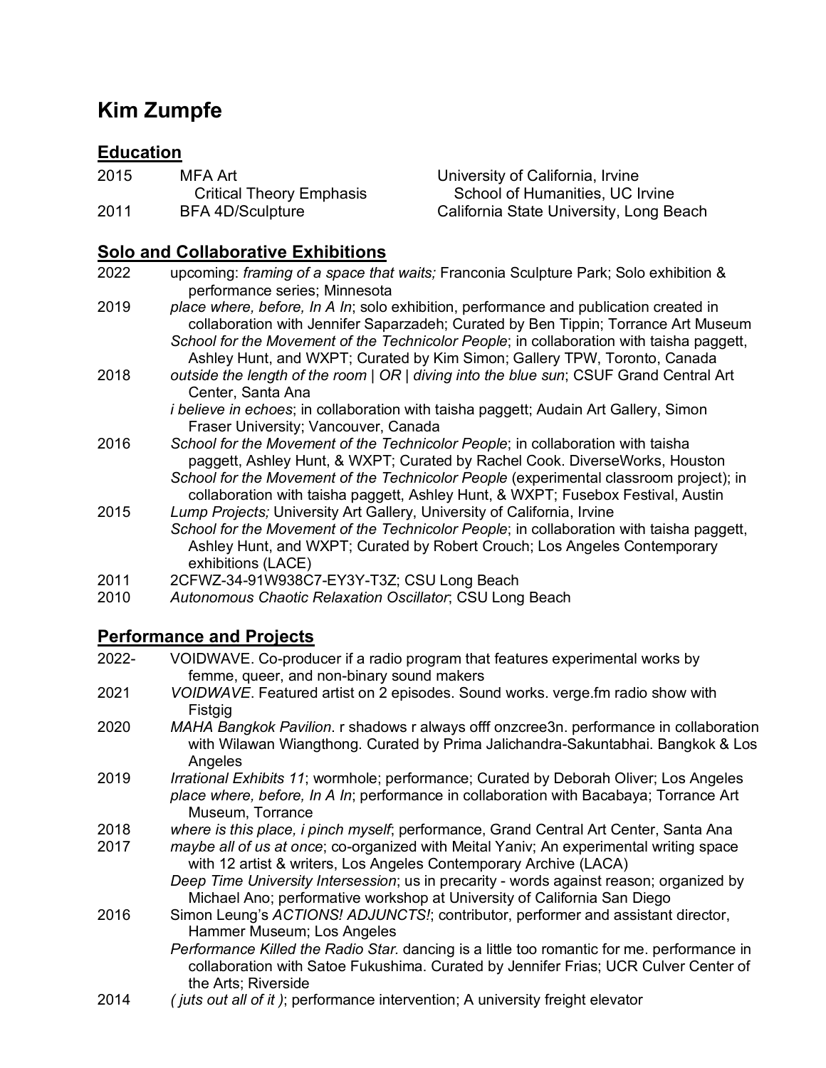# Kim Zumpfe

## Education

| | | |
|---|---|---|
| 2015 | MFA Art<br>Critical Theory Emphasis | University of California, Irvine<br>School of Humanities, UC Irvine |
| 2011 | BFA 4D/Sculpture | California State University, Long Beach |

## Solo and Collaborative Exhibitions

2022 upcoming: *framing of a space that waits;* Franconia Sculpture Park; Solo exhibition & performance series; Minnesota

2019 *place where, before, In A In*; solo exhibition, performance and publication created in collaboration with Jennifer Saparzadeh; Curated by Ben Tippin; Torrance Art Museum

*School for the Movement of the Technicolor People*; in collaboration with taisha paggett, Ashley Hunt, and WXPT; Curated by Kim Simon; Gallery TPW, Toronto, Canada

2018 *outside the length of the room | OR | diving into the blue sun*; CSUF Grand Central Art Center, Santa Ana

*i believe in echoes*; in collaboration with taisha paggett; Audain Art Gallery, Simon Fraser University; Vancouver, Canada

2016 *School for the Movement of the Technicolor People*; in collaboration with taisha paggett, Ashley Hunt, & WXPT; Curated by Rachel Cook. DiverseWorks, Houston

*School for the Movement of the Technicolor People* (experimental classroom project); in collaboration with taisha paggett, Ashley Hunt, & WXPT; Fusebox Festival, Austin

2015 *Lump Projects;* University Art Gallery, University of California, Irvine

*School for the Movement of the Technicolor People*; in collaboration with taisha paggett, Ashley Hunt, and WXPT; Curated by Robert Crouch; Los Angeles Contemporary exhibitions (LACE)

2011 2CFWZ-34-91W938C7-EY3Y-T3Z; CSU Long Beach

2010 *Autonomous Chaotic Relaxation Oscillator*; CSU Long Beach

## Performance and Projects

2022- VOIDWAVE. Co-producer if a radio program that features experimental works by femme, queer, and non-binary sound makers

2021 *VOIDWAVE*. Featured artist on 2 episodes. Sound works. verge.fm radio show with Fistgig

2020 *MAHA Bangkok Pavilion*. r shadows r always offf onzcree3n. performance in collaboration with Wilawan Wiangthong. Curated by Prima Jalichandra-Sakuntabhai. Bangkok & Los Angeles

2019 *Irrational Exhibits 11*; wormhole; performance; Curated by Deborah Oliver; Los Angeles

*place where, before, In A In*; performance in collaboration with Bacabaya; Torrance Art Museum, Torrance

2018 *where is this place, i pinch myself*; performance, Grand Central Art Center, Santa Ana

2017 *maybe all of us at once*; co-organized with Meital Yaniv; An experimental writing space with 12 artist & writers, Los Angeles Contemporary Archive (LACA)

*Deep Time University Intersession*; us in precarity - words against reason; organized by Michael Ano; performative workshop at University of California San Diego

2016 Simon Leung's *ACTIONS! ADJUNCTS!*; contributor, performer and assistant director, Hammer Museum; Los Angeles

*Performance Killed the Radio Star*. dancing is a little too romantic for me. performance in collaboration with Satoe Fukushima. Curated by Jennifer Frias; UCR Culver Center of the Arts; Riverside

2014 *( juts out all of it )*; performance intervention; A university freight elevator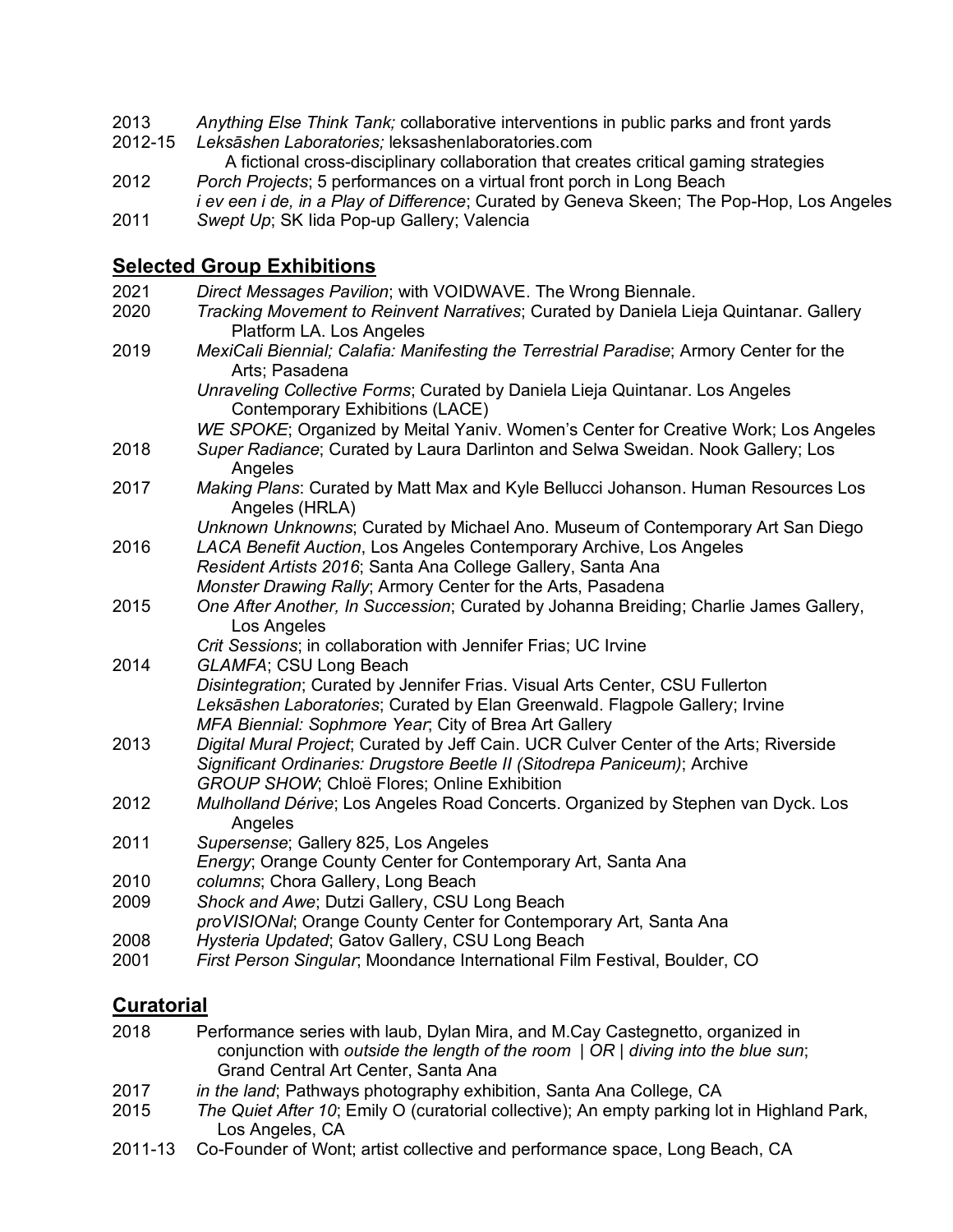2013 *Anything Else Think Tank;* collaborative interventions in public parks and front yards
2012-15 *Leksāshen Laboratories;* leksashenlaboratories.com
A fictional cross-disciplinary collaboration that creates critical gaming strategies
2012 *Porch Projects*; 5 performances on a virtual front porch in Long Beach
*i ev een i de, in a Play of Difference*; Curated by Geneva Skeen; The Pop-Hop, Los Angeles
2011 *Swept Up*; SK Iida Pop-up Gallery; Valencia

## Selected Group Exhibitions

2021 *Direct Messages Pavilion*; with VOIDWAVE. The Wrong Biennale.
2020 *Tracking Movement to Reinvent Narratives*; Curated by Daniela Lieja Quintanar. Gallery Platform LA. Los Angeles
2019 *MexiCali Biennial; Calafia: Manifesting the Terrestrial Paradise*; Armory Center for the Arts; Pasadena
*Unraveling Collective Forms*; Curated by Daniela Lieja Quintanar. Los Angeles Contemporary Exhibitions (LACE)
*WE SPOKE*; Organized by Meital Yaniv. Women's Center for Creative Work; Los Angeles
2018 *Super Radiance*; Curated by Laura Darlinton and Selwa Sweidan. Nook Gallery; Los Angeles
2017 *Making Plans*: Curated by Matt Max and Kyle Bellucci Johanson. Human Resources Los Angeles (HRLA)
*Unknown Unknowns*; Curated by Michael Ano. Museum of Contemporary Art San Diego
2016 *LACA Benefit Auction*, Los Angeles Contemporary Archive, Los Angeles
*Resident Artists 2016*; Santa Ana College Gallery, Santa Ana
*Monster Drawing Rally*; Armory Center for the Arts, Pasadena
2015 *One After Another, In Succession*; Curated by Johanna Breiding; Charlie James Gallery, Los Angeles
*Crit Sessions*; in collaboration with Jennifer Frias; UC Irvine
2014 *GLAMFA*; CSU Long Beach
*Disintegration*; Curated by Jennifer Frias. Visual Arts Center, CSU Fullerton
*Leksāshen Laboratories*; Curated by Elan Greenwald. Flagpole Gallery; Irvine
*MFA Biennial: Sophmore Year*; City of Brea Art Gallery
2013 *Digital Mural Project*; Curated by Jeff Cain. UCR Culver Center of the Arts; Riverside
*Significant Ordinaries: Drugstore Beetle II (Sitodrepa Paniceum)*; Archive
*GROUP SHOW*; Chloë Flores; Online Exhibition
2012 *Mulholland Dérive*; Los Angeles Road Concerts. Organized by Stephen van Dyck. Los Angeles
2011 *Supersense*; Gallery 825, Los Angeles
*Energy*; Orange County Center for Contemporary Art, Santa Ana
2010 *columns*; Chora Gallery, Long Beach
2009 *Shock and Awe*; Dutzi Gallery, CSU Long Beach
*proVISIONal*; Orange County Center for Contemporary Art, Santa Ana
2008 *Hysteria Updated*; Gatov Gallery, CSU Long Beach
2001 *First Person Singular*; Moondance International Film Festival, Boulder, CO

## Curatorial

2018 Performance series with laub, Dylan Mira, and M.Cay Castegnetto, organized in conjunction with *outside the length of the room | OR | diving into the blue sun*; Grand Central Art Center, Santa Ana
2017 *in the land*; Pathways photography exhibition, Santa Ana College, CA
2015 *The Quiet After 10*; Emily O (curatorial collective); An empty parking lot in Highland Park, Los Angeles, CA
2011-13 Co-Founder of Wont; artist collective and performance space, Long Beach, CA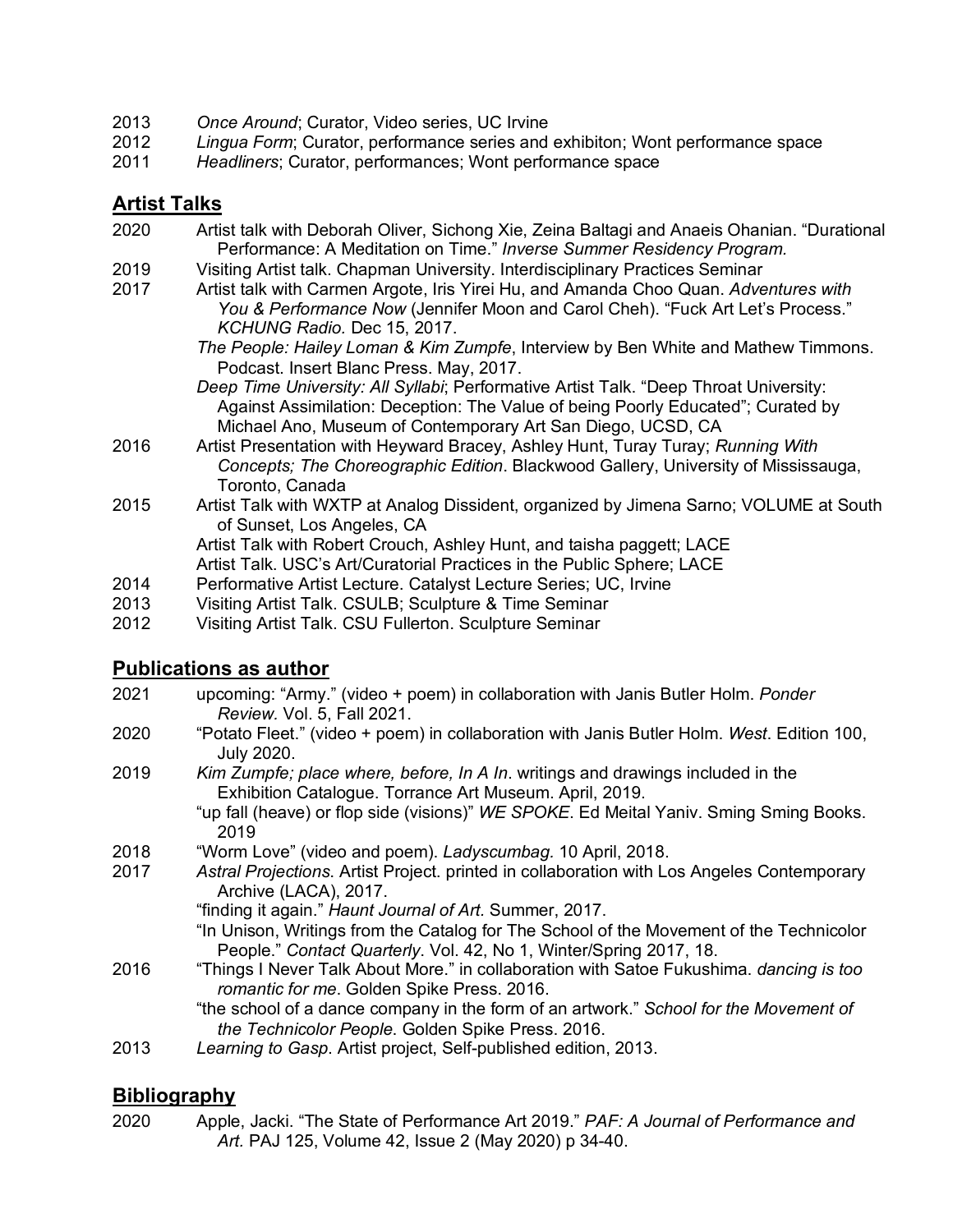2013 *Once Around*; Curator, Video series, UC Irvine
2012 *Lingua Form*; Curator, performance series and exhibiton; Wont performance space
2011 *Headliners*; Curator, performances; Wont performance space

## Artist Talks

2020 Artist talk with Deborah Oliver, Sichong Xie, Zeina Baltagi and Anaeis Ohanian. "Durational Performance: A Meditation on Time." *Inverse Summer Residency Program.*
2019 Visiting Artist talk. Chapman University. Interdisciplinary Practices Seminar
2017 Artist talk with Carmen Argote, Iris Yirei Hu, and Amanda Choo Quan. *Adventures with You & Performance Now* (Jennifer Moon and Carol Cheh). "Fuck Art Let's Process." *KCHUNG Radio.* Dec 15, 2017.
*The People: Hailey Loman & Kim Zumpfe*, Interview by Ben White and Mathew Timmons. Podcast. Insert Blanc Press. May, 2017.
*Deep Time University: All Syllabi*; Performative Artist Talk. "Deep Throat University: Against Assimilation: Deception: The Value of being Poorly Educated"; Curated by Michael Ano, Museum of Contemporary Art San Diego, UCSD, CA
2016 Artist Presentation with Heyward Bracey, Ashley Hunt, Turay Turay; *Running With Concepts; The Choreographic Edition*. Blackwood Gallery, University of Mississauga, Toronto, Canada
2015 Artist Talk with WXTP at Analog Dissident, organized by Jimena Sarno; VOLUME at South of Sunset, Los Angeles, CA
Artist Talk with Robert Crouch, Ashley Hunt, and taisha paggett; LACE
Artist Talk. USC's Art/Curatorial Practices in the Public Sphere; LACE
2014 Performative Artist Lecture. Catalyst Lecture Series; UC, Irvine
2013 Visiting Artist Talk. CSULB; Sculpture & Time Seminar
2012 Visiting Artist Talk. CSU Fullerton. Sculpture Seminar

## Publications as author

2021 upcoming: "Army." (video + poem) in collaboration with Janis Butler Holm. *Ponder Review.* Vol. 5, Fall 2021.
2020 "Potato Fleet." (video + poem) in collaboration with Janis Butler Holm. *West*. Edition 100, July 2020.
2019 *Kim Zumpfe; place where, before, In A In*. writings and drawings included in the Exhibition Catalogue. Torrance Art Museum. April, 2019.
"up fall (heave) or flop side (visions)" *WE SPOKE*. Ed Meital Yaniv. Sming Sming Books. 2019
2018 "Worm Love" (video and poem). *Ladyscumbag.* 10 April, 2018.
2017 *Astral Projections*. Artist Project. printed in collaboration with Los Angeles Contemporary Archive (LACA), 2017.
"finding it again." *Haunt Journal of Art.* Summer, 2017.
"In Unison, Writings from the Catalog for The School of the Movement of the Technicolor People." *Contact Quarterly*. Vol. 42, No 1, Winter/Spring 2017, 18.
2016 "Things I Never Talk About More." in collaboration with Satoe Fukushima. *dancing is too romantic for me*. Golden Spike Press. 2016.
"the school of a dance company in the form of an artwork." *School for the Movement of the Technicolor People*. Golden Spike Press. 2016.
2013 *Learning to Gasp*. Artist project, Self-published edition, 2013.

## Bibliography

2020 Apple, Jacki. "The State of Performance Art 2019." *PAF: A Journal of Performance and Art.* PAJ 125, Volume 42, Issue 2 (May 2020) p 34-40.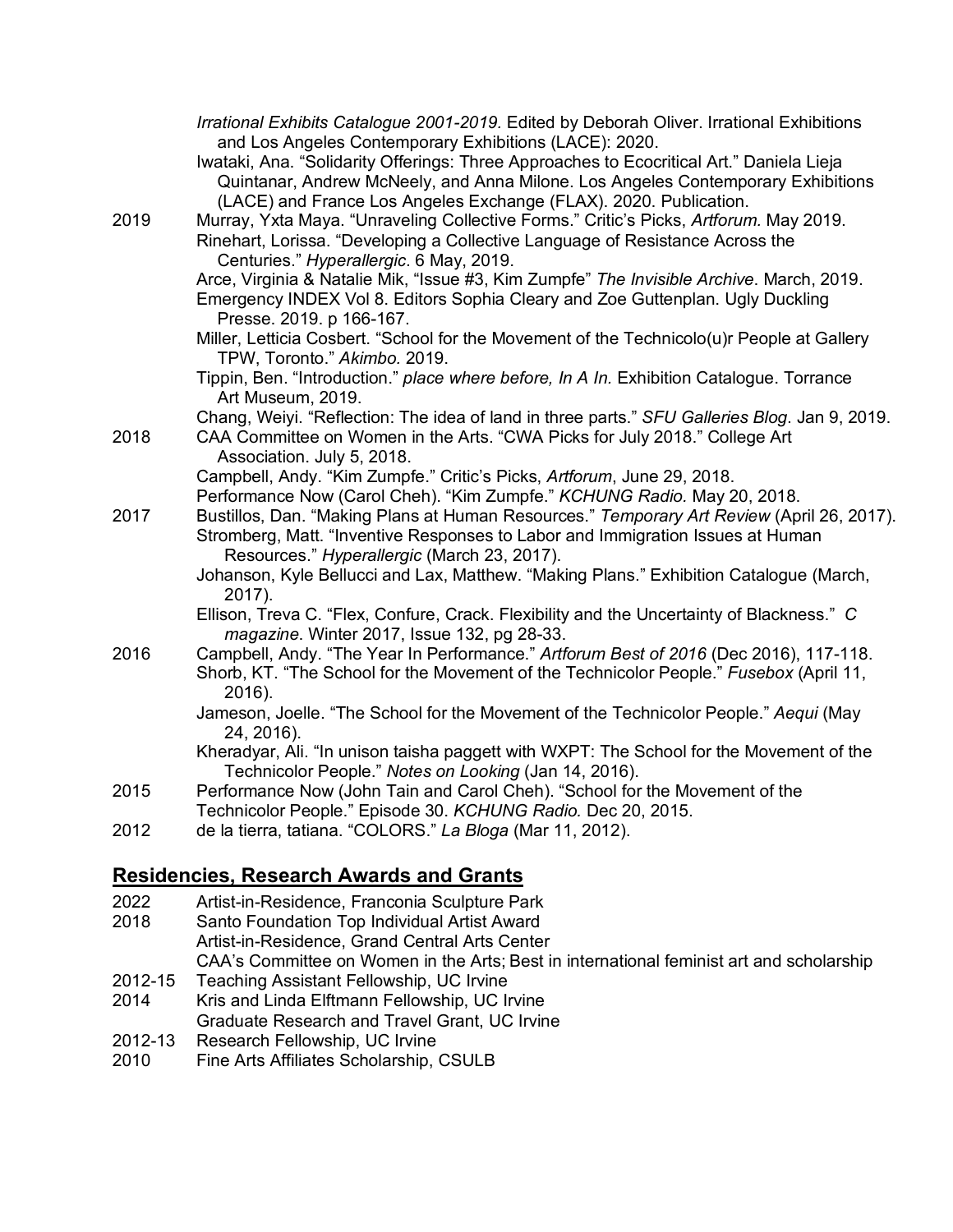| | |
|---|---|
| | *Irrational Exhibits Catalogue 2001-2019.* Edited by Deborah Oliver. Irrational Exhibitions and Los Angeles Contemporary Exhibitions (LACE): 2020. |
| | Iwataki, Ana. "Solidarity Offerings: Three Approaches to Ecocritical Art." Daniela Lieja Quintanar, Andrew McNeely, and Anna Milone. Los Angeles Contemporary Exhibitions (LACE) and France Los Angeles Exchange (FLAX). 2020. Publication. |
| 2019 | Murray, Yxta Maya. "Unraveling Collective Forms." Critic's Picks, *Artforum.* May 2019. |
| | Rinehart, Lorissa. "Developing a Collective Language of Resistance Across the Centuries." *Hyperallergic*. 6 May, 2019. |
| | Arce, Virginia & Natalie Mik, "Issue #3, Kim Zumpfe" *The Invisible Archive*. March, 2019. |
| | Emergency INDEX Vol 8. Editors Sophia Cleary and Zoe Guttenplan. Ugly Duckling Presse. 2019. p 166-167. |
| | Miller, Letticia Cosbert. "School for the Movement of the Technicolo(u)r People at Gallery TPW, Toronto." *Akimbo.* 2019. |
| | Tippin, Ben. "Introduction." *place where before, In A In.* Exhibition Catalogue. Torrance Art Museum, 2019. |
| | Chang, Weiyi. "Reflection: The idea of land in three parts." *SFU Galleries Blog*. Jan 9, 2019. |
| 2018 | CAA Committee on Women in the Arts. "CWA Picks for July 2018." College Art Association. July 5, 2018. |
| | Campbell, Andy. "Kim Zumpfe." Critic's Picks, *Artforum*, June 29, 2018. |
| | Performance Now (Carol Cheh). "Kim Zumpfe." *KCHUNG Radio.* May 20, 2018. |
| 2017 | Bustillos, Dan. "Making Plans at Human Resources." *Temporary Art Review* (April 26, 2017). |
| | Stromberg, Matt. "Inventive Responses to Labor and Immigration Issues at Human Resources." *Hyperallergic* (March 23, 2017). |
| | Johanson, Kyle Bellucci and Lax, Matthew. "Making Plans." Exhibition Catalogue (March, 2017). |
| | Ellison, Treva C. "Flex, Confure, Crack. Flexibility and the Uncertainty of Blackness." *C magazine*. Winter 2017, Issue 132, pg 28-33. |
| 2016 | Campbell, Andy. "The Year In Performance." *Artforum Best of 2016* (Dec 2016), 117-118. |
| | Shorb, KT. "The School for the Movement of the Technicolor People." *Fusebox* (April 11, 2016). |
| | Jameson, Joelle. "The School for the Movement of the Technicolor People." *Aequi* (May 24, 2016). |
| | Kheradyar, Ali. "In unison taisha paggett with WXPT: The School for the Movement of the Technicolor People." *Notes on Looking* (Jan 14, 2016). |
| 2015 | Performance Now (John Tain and Carol Cheh). "School for the Movement of the Technicolor People." Episode 30. *KCHUNG Radio.* Dec 20, 2015. |
| 2012 | de la tierra, tatiana. "COLORS." *La Bloga* (Mar 11, 2012). |

## Residencies, Research Awards and Grants

| | |
|---|---|
| 2022 | Artist-in-Residence, Franconia Sculpture Park |
| 2018 | Santo Foundation Top Individual Artist Award |
| | Artist-in-Residence, Grand Central Arts Center |
| | CAA's Committee on Women in the Arts; Best in international feminist art and scholarship |
| 2012-15 | Teaching Assistant Fellowship, UC Irvine |
| 2014 | Kris and Linda Elftmann Fellowship, UC Irvine |
| | Graduate Research and Travel Grant, UC Irvine |
| 2012-13 | Research Fellowship, UC Irvine |
| 2010 | Fine Arts Affiliates Scholarship, CSULB |